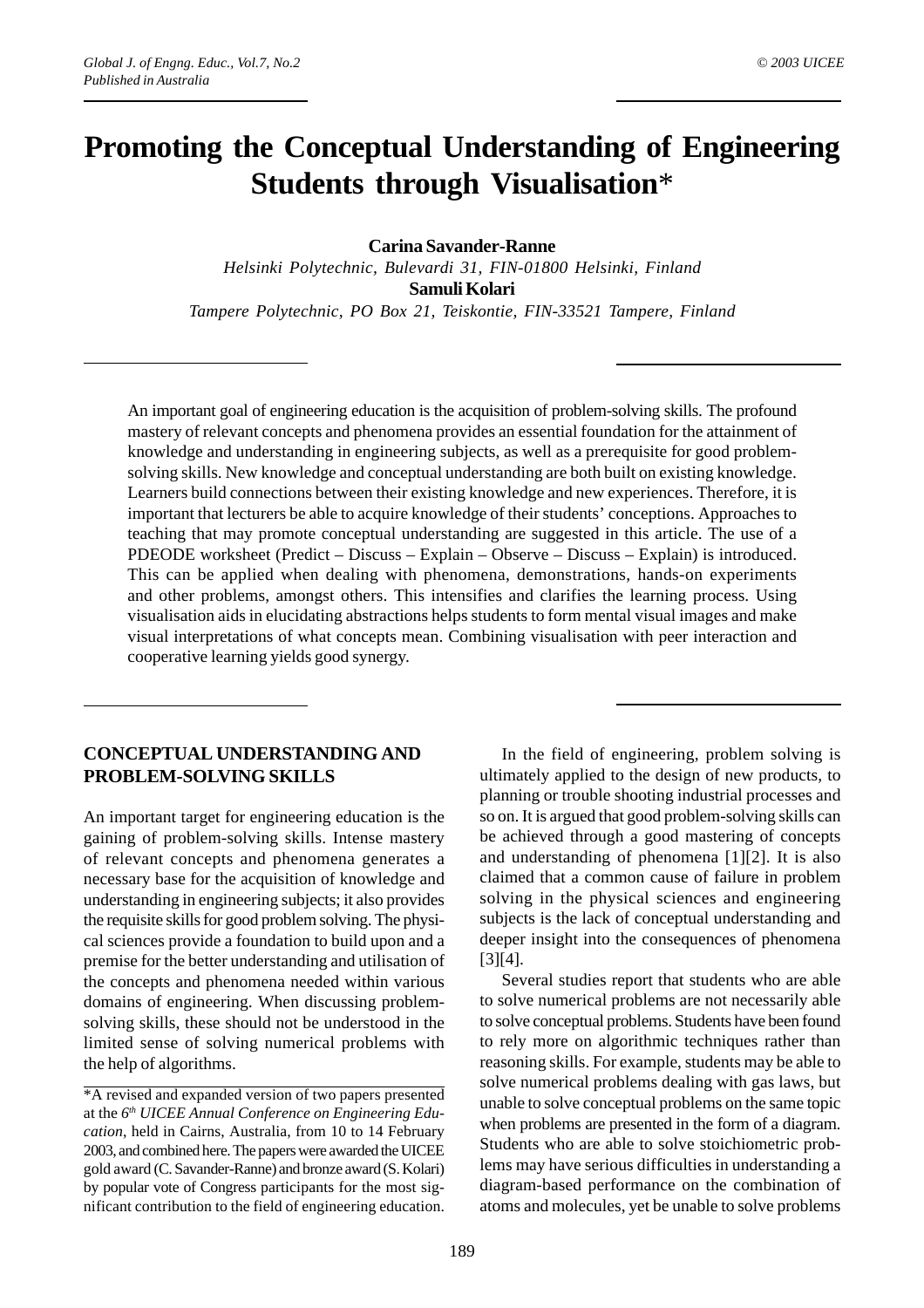# Promoting the Conceptual Understanding of Engineering Students through Visualisation*

**Carina Savander-Ranne**

*Helsinki Polytechnic, Bulevardi 31, FIN-01800 Helsinki, Finland*

**Samuli Kolari**

*Tampere Polytechnic, PO Box 21, Teiskontie, FIN-33521 Tampere, Finland*

An important goal of engineering education is the acquisition of problem-solving skills. The profound mastery of relevant concepts and phenomena provides an essential foundation for the attainment of knowledge and understanding in engineering subjects, as well as a prerequisite for good problem-solving skills. New knowledge and conceptual understanding are both built on existing knowledge. Learners build connections between their existing knowledge and new experiences. Therefore, it is important that lecturers be able to acquire knowledge of their students' conceptions. Approaches to teaching that may promote conceptual understanding are suggested in this article. The use of a PDEODE worksheet (Predict – Discuss – Explain – Observe – Discuss – Explain) is introduced. This can be applied when dealing with phenomena, demonstrations, hands-on experiments and other problems, amongst others. This intensifies and clarifies the learning process. Using visualisation aids in elucidating abstractions helps students to form mental visual images and make visual interpretations of what concepts mean. Combining visualisation with peer interaction and cooperative learning yields good synergy.

## CONCEPTUAL UNDERSTANDING AND PROBLEM-SOLVING SKILLS

An important target for engineering education is the gaining of problem-solving skills. Intense mastery of relevant concepts and phenomena generates a necessary base for the acquisition of knowledge and understanding in engineering subjects; it also provides the requisite skills for good problem solving. The physical sciences provide a foundation to build upon and a premise for the better understanding and utilisation of the concepts and phenomena needed within various domains of engineering. When discussing problem-solving skills, these should not be understood in the limited sense of solving numerical problems with the help of algorithms.

In the field of engineering, problem solving is ultimately applied to the design of new products, to planning or trouble shooting industrial processes and so on. It is argued that good problem-solving skills can be achieved through a good mastering of concepts and understanding of phenomena [1][2]. It is also claimed that a common cause of failure in problem solving in the physical sciences and engineering subjects is the lack of conceptual understanding and deeper insight into the consequences of phenomena [3][4].

Several studies report that students who are able to solve numerical problems are not necessarily able to solve conceptual problems. Students have been found to rely more on algorithmic techniques rather than reasoning skills. For example, students may be able to solve numerical problems dealing with gas laws, but unable to solve conceptual problems on the same topic when problems are presented in the form of a diagram. Students who are able to solve stoichiometric problems may have serious difficulties in understanding a diagram-based performance on the combination of atoms and molecules, yet be unable to solve problems

*A revised and expanded version of two papers presented at the *6th UICEE Annual Conference on Engineering Education*, held in Cairns, Australia, from 10 to 14 February 2003, and combined here. The papers were awarded the UICEE gold award (C. Savander-Ranne) and bronze award (S. Kolari) by popular vote of Congress participants for the most significant contribution to the field of engineering education.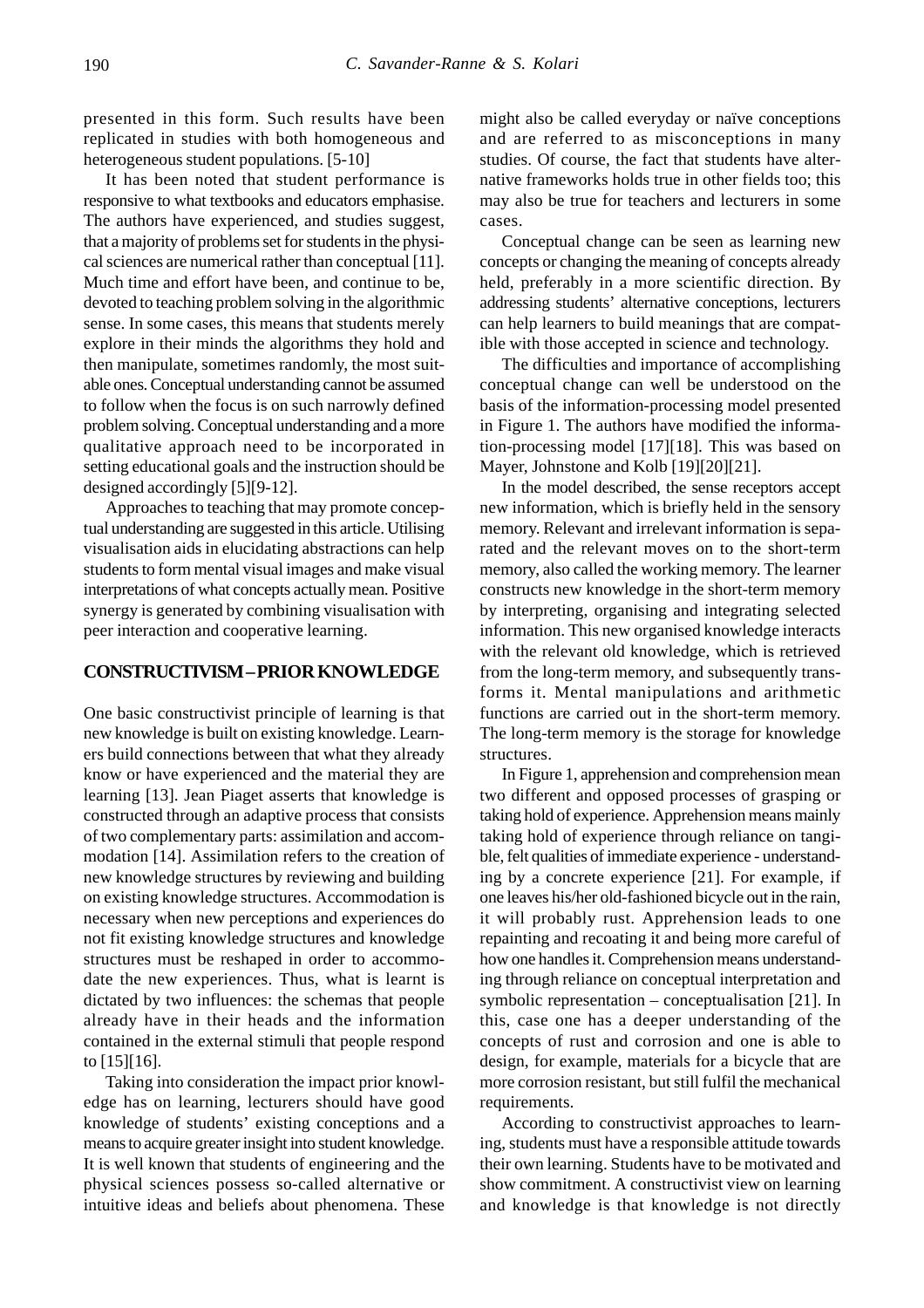presented in this form. Such results have been replicated in studies with both homogeneous and heterogeneous student populations. [5-10]

It has been noted that student performance is responsive to what textbooks and educators emphasise. The authors have experienced, and studies suggest, that a majority of problems set for students in the physical sciences are numerical rather than conceptual [11]. Much time and effort have been, and continue to be, devoted to teaching problem solving in the algorithmic sense. In some cases, this means that students merely explore in their minds the algorithms they hold and then manipulate, sometimes randomly, the most suitable ones. Conceptual understanding cannot be assumed to follow when the focus is on such narrowly defined problem solving. Conceptual understanding and a more qualitative approach need to be incorporated in setting educational goals and the instruction should be designed accordingly [5][9-12].

Approaches to teaching that may promote conceptual understanding are suggested in this article. Utilising visualisation aids in elucidating abstractions can help students to form mental visual images and make visual interpretations of what concepts actually mean. Positive synergy is generated by combining visualisation with peer interaction and cooperative learning.

## CONSTRUCTIVISM – PRIOR KNOWLEDGE

One basic constructivist principle of learning is that new knowledge is built on existing knowledge. Learners build connections between that what they already know or have experienced and the material they are learning [13]. Jean Piaget asserts that knowledge is constructed through an adaptive process that consists of two complementary parts: assimilation and accommodation [14]. Assimilation refers to the creation of new knowledge structures by reviewing and building on existing knowledge structures. Accommodation is necessary when new perceptions and experiences do not fit existing knowledge structures and knowledge structures must be reshaped in order to accommodate the new experiences. Thus, what is learnt is dictated by two influences: the schemas that people already have in their heads and the information contained in the external stimuli that people respond to [15][16].

Taking into consideration the impact prior knowledge has on learning, lecturers should have good knowledge of students' existing conceptions and a means to acquire greater insight into student knowledge. It is well known that students of engineering and the physical sciences possess so-called alternative or intuitive ideas and beliefs about phenomena. These might also be called everyday or naïve conceptions and are referred to as misconceptions in many studies. Of course, the fact that students have alternative frameworks holds true in other fields too; this may also be true for teachers and lecturers in some cases.

Conceptual change can be seen as learning new concepts or changing the meaning of concepts already held, preferably in a more scientific direction. By addressing students' alternative conceptions, lecturers can help learners to build meanings that are compatible with those accepted in science and technology.

The difficulties and importance of accomplishing conceptual change can well be understood on the basis of the information-processing model presented in Figure 1. The authors have modified the information-processing model [17][18]. This was based on Mayer, Johnstone and Kolb [19][20][21].

In the model described, the sense receptors accept new information, which is briefly held in the sensory memory. Relevant and irrelevant information is separated and the relevant moves on to the short-term memory, also called the working memory. The learner constructs new knowledge in the short-term memory by interpreting, organising and integrating selected information. This new organised knowledge interacts with the relevant old knowledge, which is retrieved from the long-term memory, and subsequently transforms it. Mental manipulations and arithmetic functions are carried out in the short-term memory. The long-term memory is the storage for knowledge structures.

In Figure 1, apprehension and comprehension mean two different and opposed processes of grasping or taking hold of experience. Apprehension means mainly taking hold of experience through reliance on tangible, felt qualities of immediate experience - understanding by a concrete experience [21]. For example, if one leaves his/her old-fashioned bicycle out in the rain, it will probably rust. Apprehension leads to one repainting and recoating it and being more careful of how one handles it. Comprehension means understanding through reliance on conceptual interpretation and symbolic representation – conceptualisation [21]. In this, case one has a deeper understanding of the concepts of rust and corrosion and one is able to design, for example, materials for a bicycle that are more corrosion resistant, but still fulfil the mechanical requirements.

According to constructivist approaches to learning, students must have a responsible attitude towards their own learning. Students have to be motivated and show commitment. A constructivist view on learning and knowledge is that knowledge is not directly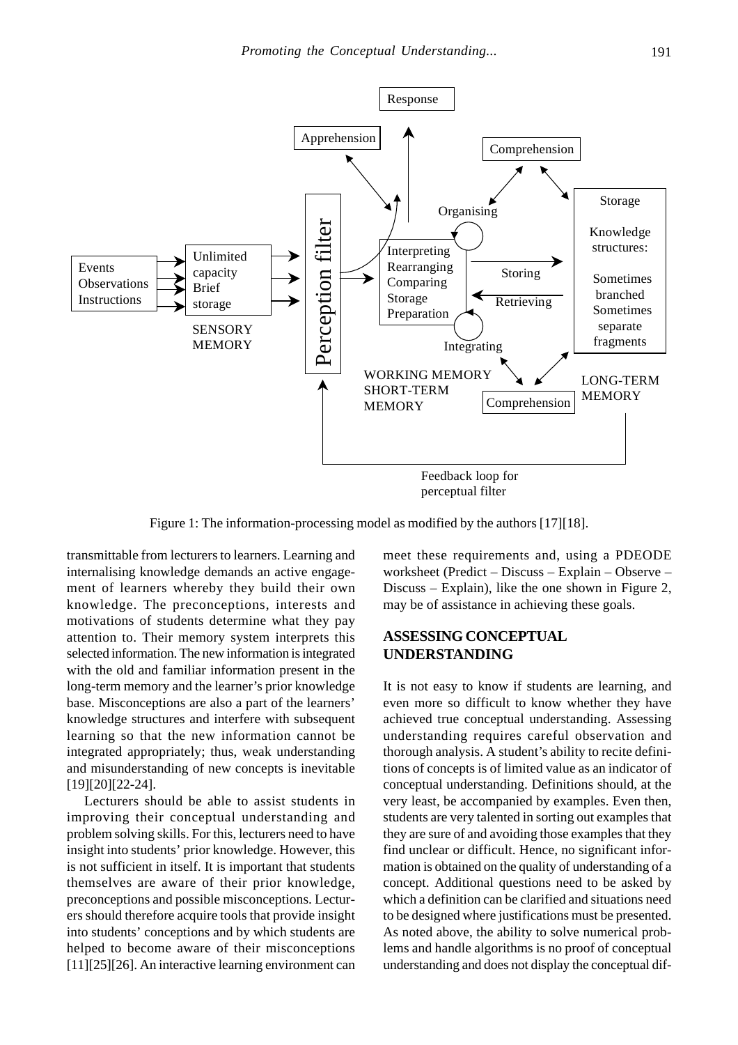Figure 1: The information-processing model as modified by the authors [17][18].

transmittable from lecturers to learners. Learning and internalising knowledge demands an active engagement of learners whereby they build their own knowledge. The preconceptions, interests and motivations of students determine what they pay attention to. Their memory system interprets this selected information. The new information is integrated with the old and familiar information present in the long-term memory and the learner's prior knowledge base. Misconceptions are also a part of the learners' knowledge structures and interfere with subsequent learning so that the new information cannot be integrated appropriately; thus, weak understanding and misunderstanding of new concepts is inevitable [19][20][22-24].

Lecturers should be able to assist students in improving their conceptual understanding and problem solving skills. For this, lecturers need to have insight into students' prior knowledge. However, this is not sufficient in itself. It is important that students themselves are aware of their prior knowledge, preconceptions and possible misconceptions. Lecturers should therefore acquire tools that provide insight into students' conceptions and by which students are helped to become aware of their misconceptions [11][25][26]. An interactive learning environment can meet these requirements and, using a PDEODE worksheet (Predict – Discuss – Explain – Observe – Discuss – Explain), like the one shown in Figure 2, may be of assistance in achieving these goals.

## ASSESSING CONCEPTUAL UNDERSTANDING

It is not easy to know if students are learning, and even more so difficult to know whether they have achieved true conceptual understanding. Assessing understanding requires careful observation and thorough analysis. A student's ability to recite definitions of concepts is of limited value as an indicator of conceptual understanding. Definitions should, at the very least, be accompanied by examples. Even then, students are very talented in sorting out examples that they are sure of and avoiding those examples that they find unclear or difficult. Hence, no significant information is obtained on the quality of understanding of a concept. Additional questions need to be asked by which a definition can be clarified and situations need to be designed where justifications must be presented. As noted above, the ability to solve numerical problems and handle algorithms is no proof of conceptual understanding and does not display the conceptual dif-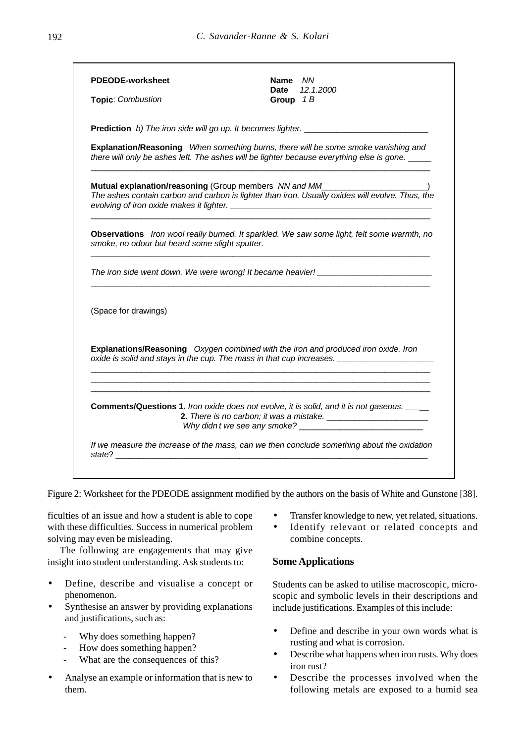**PDEODE-worksheet**

**Name** *NN*
**Date** *12.1.2000*
**Group** *1 B*

**Topic**: *Combustion*

**Prediction** *b) The iron side will go up. It becomes lighter.* ___________________________

**Explanation/Reasoning** *When something burns, there will be some smoke vanishing and there will only be ashes left. The ashes will be lighter because everything else is gone.* _____

**Mutual explanation/reasoning** (Group members *NN and MM*_______________________)
*The ashes contain carbon and carbon is lighter than iron. Usually oxides will evolve. Thus, the evolving of iron oxide makes it lighter.*

**Observations** *Iron wool really burned. It sparkled. We saw some light, felt some warmth, no smoke, no odour but heard some slight sputter.*

*The iron side went down. We were wrong! It became heavier!*

(Space for drawings)

**Explanations/Reasoning** *Oxygen combined with the iron and produced iron oxide. Iron oxide is solid and stays in the cup. The mass in that cup increases.*

**Comments/Questions 1.** *Iron oxide does not evolve, it is solid, and it is not gaseous.*
**2.** *There is no carbon; it was a mistake.*
*Why didn t we see any smoke?*

*If we measure the increase of the mass, can we then conclude something about the oxidation state*?

Figure 2: Worksheet for the PDEODE assignment modified by the authors on the basis of White and Gunstone [38].

ficulties of an issue and how a student is able to cope with these difficulties. Success in numerical problem solving may even be misleading.

The following are engagements that may give insight into student understanding. Ask students to:

- Define, describe and visualise a concept or phenomenon.
- Synthesise an answer by providing explanations and justifications, such as:
  - Why does something happen?
  - How does something happen?
  - What are the consequences of this?
- Analyse an example or information that is new to them.
- Transfer knowledge to new, yet related, situations.
- Identify relevant or related concepts and combine concepts.

## Some Applications

Students can be asked to utilise macroscopic, microscopic and symbolic levels in their descriptions and include justifications. Examples of this include:

- Define and describe in your own words what is rusting and what is corrosion.
- Describe what happens when iron rusts. Why does iron rust?
- Describe the processes involved when the following metals are exposed to a humid sea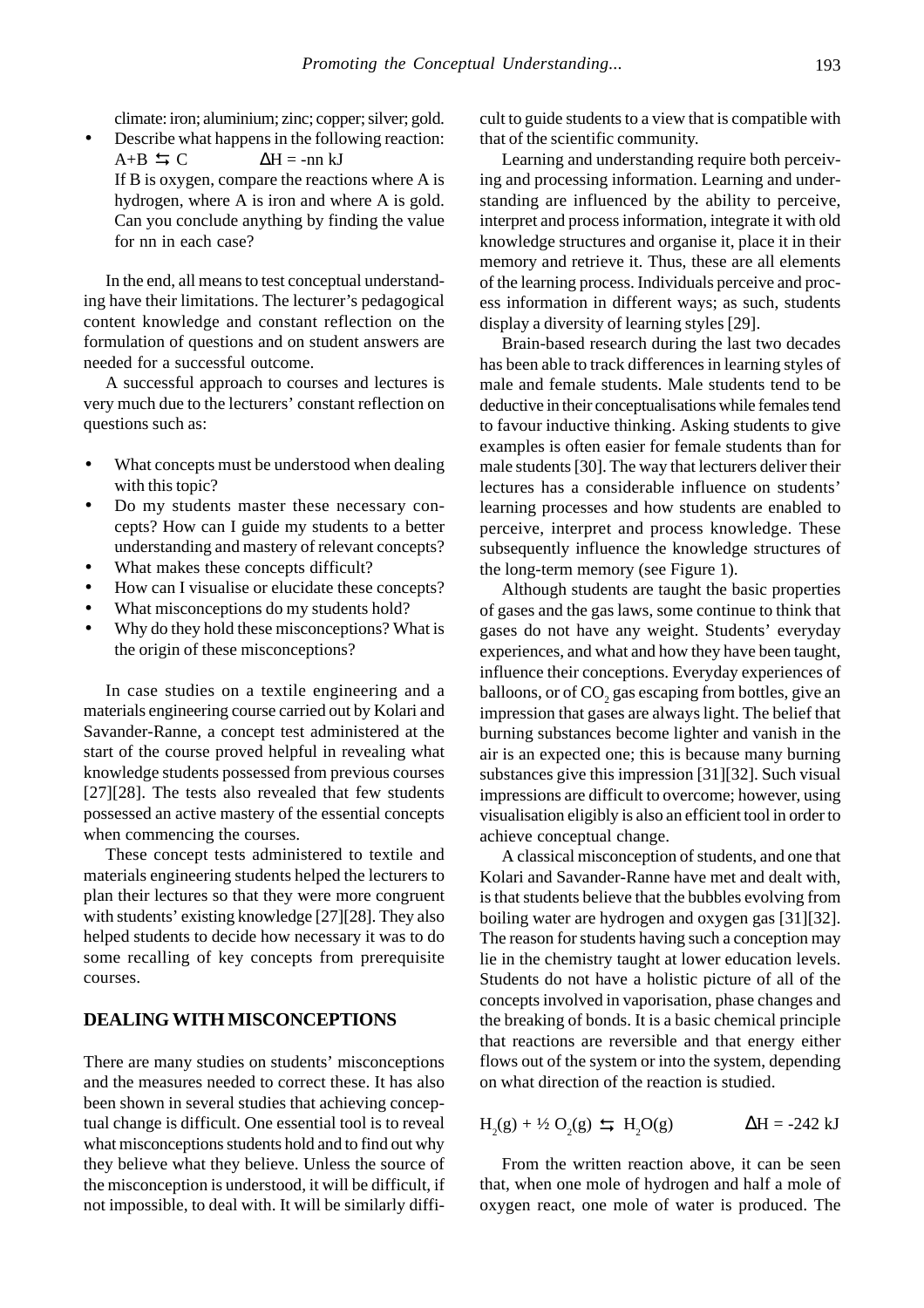climate: iron; aluminium; zinc; copper; silver; gold.

- Describe what happens in the following reaction: $A+B \leftrightarrows C \qquad \Delta H = -nn\ kJ$
  If B is oxygen, compare the reactions where A is hydrogen, where A is iron and where A is gold. Can you conclude anything by finding the value for nn in each case?

In the end, all means to test conceptual understanding have their limitations. The lecturer's pedagogical content knowledge and constant reflection on the formulation of questions and on student answers are needed for a successful outcome.

A successful approach to courses and lectures is very much due to the lecturers' constant reflection on questions such as:

- What concepts must be understood when dealing with this topic?
- Do my students master these necessary concepts? How can I guide my students to a better understanding and mastery of relevant concepts?
- What makes these concepts difficult?
- How can I visualise or elucidate these concepts?
- What misconceptions do my students hold?
- Why do they hold these misconceptions? What is the origin of these misconceptions?

In case studies on a textile engineering and a materials engineering course carried out by Kolari and Savander-Ranne, a concept test administered at the start of the course proved helpful in revealing what knowledge students possessed from previous courses [27][28]. The tests also revealed that few students possessed an active mastery of the essential concepts when commencing the courses.

These concept tests administered to textile and materials engineering students helped the lecturers to plan their lectures so that they were more congruent with students' existing knowledge [27][28]. They also helped students to decide how necessary it was to do some recalling of key concepts from prerequisite courses.

## DEALING WITH MISCONCEPTIONS

There are many studies on students' misconceptions and the measures needed to correct these. It has also been shown in several studies that achieving conceptual change is difficult. One essential tool is to reveal what misconceptions students hold and to find out why they believe what they believe. Unless the source of the misconception is understood, it will be difficult, if not impossible, to deal with. It will be similarly difficult to guide students to a view that is compatible with that of the scientific community.

Learning and understanding require both perceiving and processing information. Learning and understanding are influenced by the ability to perceive, interpret and process information, integrate it with old knowledge structures and organise it, place it in their memory and retrieve it. Thus, these are all elements of the learning process. Individuals perceive and process information in different ways; as such, students display a diversity of learning styles [29].

Brain-based research during the last two decades has been able to track differences in learning styles of male and female students. Male students tend to be deductive in their conceptualisations while females tend to favour inductive thinking. Asking students to give examples is often easier for female students than for male students [30]. The way that lecturers deliver their lectures has a considerable influence on students' learning processes and how students are enabled to perceive, interpret and process knowledge. These subsequently influence the knowledge structures of the long-term memory (see Figure 1).

Although students are taught the basic properties of gases and the gas laws, some continue to think that gases do not have any weight. Students' everyday experiences, and what and how they have been taught, influence their conceptions. Everyday experiences of balloons, or of $CO_2$ gas escaping from bottles, give an impression that gases are always light. The belief that burning substances become lighter and vanish in the air is an expected one; this is because many burning substances give this impression [31][32]. Such visual impressions are difficult to overcome; however, using visualisation eligibly is also an efficient tool in order to achieve conceptual change.

A classical misconception of students, and one that Kolari and Savander-Ranne have met and dealt with, is that students believe that the bubbles evolving from boiling water are hydrogen and oxygen gas [31][32]. The reason for students having such a conception may lie in the chemistry taught at lower education levels. Students do not have a holistic picture of all of the concepts involved in vaporisation, phase changes and the breaking of bonds. It is a basic chemical principle that reactions are reversible and that energy either flows out of the system or into the system, depending on what direction of the reaction is studied.

$$H_2(g) + \frac{1}{2}\,O_2(g) \leftrightarrows H_2O(g) \qquad \Delta H = -242\ kJ$$

From the written reaction above, it can be seen that, when one mole of hydrogen and half a mole of oxygen react, one mole of water is produced. The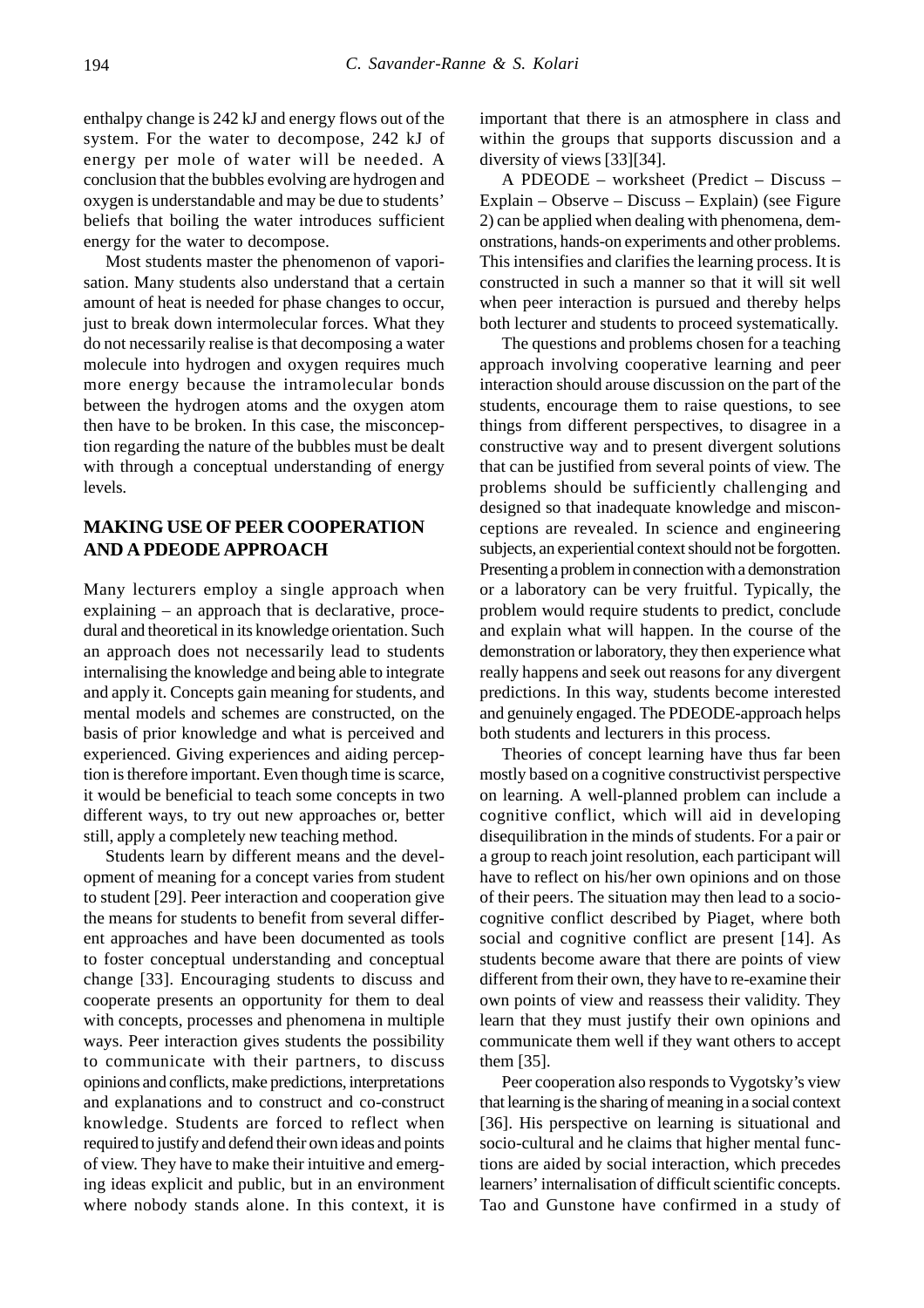enthalpy change is 242 kJ and energy flows out of the system. For the water to decompose, 242 kJ of energy per mole of water will be needed. A conclusion that the bubbles evolving are hydrogen and oxygen is understandable and may be due to students' beliefs that boiling the water introduces sufficient energy for the water to decompose.

Most students master the phenomenon of vaporisation. Many students also understand that a certain amount of heat is needed for phase changes to occur, just to break down intermolecular forces. What they do not necessarily realise is that decomposing a water molecule into hydrogen and oxygen requires much more energy because the intramolecular bonds between the hydrogen atoms and the oxygen atom then have to be broken. In this case, the misconception regarding the nature of the bubbles must be dealt with through a conceptual understanding of energy levels.

## MAKING USE OF PEER COOPERATION AND A PDEODE APPROACH

Many lecturers employ a single approach when explaining – an approach that is declarative, procedural and theoretical in its knowledge orientation. Such an approach does not necessarily lead to students internalising the knowledge and being able to integrate and apply it. Concepts gain meaning for students, and mental models and schemes are constructed, on the basis of prior knowledge and what is perceived and experienced. Giving experiences and aiding perception is therefore important. Even though time is scarce, it would be beneficial to teach some concepts in two different ways, to try out new approaches or, better still, apply a completely new teaching method.

Students learn by different means and the development of meaning for a concept varies from student to student [29]. Peer interaction and cooperation give the means for students to benefit from several different approaches and have been documented as tools to foster conceptual understanding and conceptual change [33]. Encouraging students to discuss and cooperate presents an opportunity for them to deal with concepts, processes and phenomena in multiple ways. Peer interaction gives students the possibility to communicate with their partners, to discuss opinions and conflicts, make predictions, interpretations and explanations and to construct and co-construct knowledge. Students are forced to reflect when required to justify and defend their own ideas and points of view. They have to make their intuitive and emerging ideas explicit and public, but in an environment where nobody stands alone. In this context, it is important that there is an atmosphere in class and within the groups that supports discussion and a diversity of views [33][34].

A PDEODE – worksheet (Predict – Discuss – Explain – Observe – Discuss – Explain) (see Figure 2) can be applied when dealing with phenomena, demonstrations, hands-on experiments and other problems. This intensifies and clarifies the learning process. It is constructed in such a manner so that it will sit well when peer interaction is pursued and thereby helps both lecturer and students to proceed systematically.

The questions and problems chosen for a teaching approach involving cooperative learning and peer interaction should arouse discussion on the part of the students, encourage them to raise questions, to see things from different perspectives, to disagree in a constructive way and to present divergent solutions that can be justified from several points of view. The problems should be sufficiently challenging and designed so that inadequate knowledge and misconceptions are revealed. In science and engineering subjects, an experiential context should not be forgotten. Presenting a problem in connection with a demonstration or a laboratory can be very fruitful. Typically, the problem would require students to predict, conclude and explain what will happen. In the course of the demonstration or laboratory, they then experience what really happens and seek out reasons for any divergent predictions. In this way, students become interested and genuinely engaged. The PDEODE-approach helps both students and lecturers in this process.

Theories of concept learning have thus far been mostly based on a cognitive constructivist perspective on learning. A well-planned problem can include a cognitive conflict, which will aid in developing disequilibration in the minds of students. For a pair or a group to reach joint resolution, each participant will have to reflect on his/her own opinions and on those of their peers. The situation may then lead to a socio-cognitive conflict described by Piaget, where both social and cognitive conflict are present [14]. As students become aware that there are points of view different from their own, they have to re-examine their own points of view and reassess their validity. They learn that they must justify their own opinions and communicate them well if they want others to accept them [35].

Peer cooperation also responds to Vygotsky's view that learning is the sharing of meaning in a social context [36]. His perspective on learning is situational and socio-cultural and he claims that higher mental functions are aided by social interaction, which precedes learners' internalisation of difficult scientific concepts. Tao and Gunstone have confirmed in a study of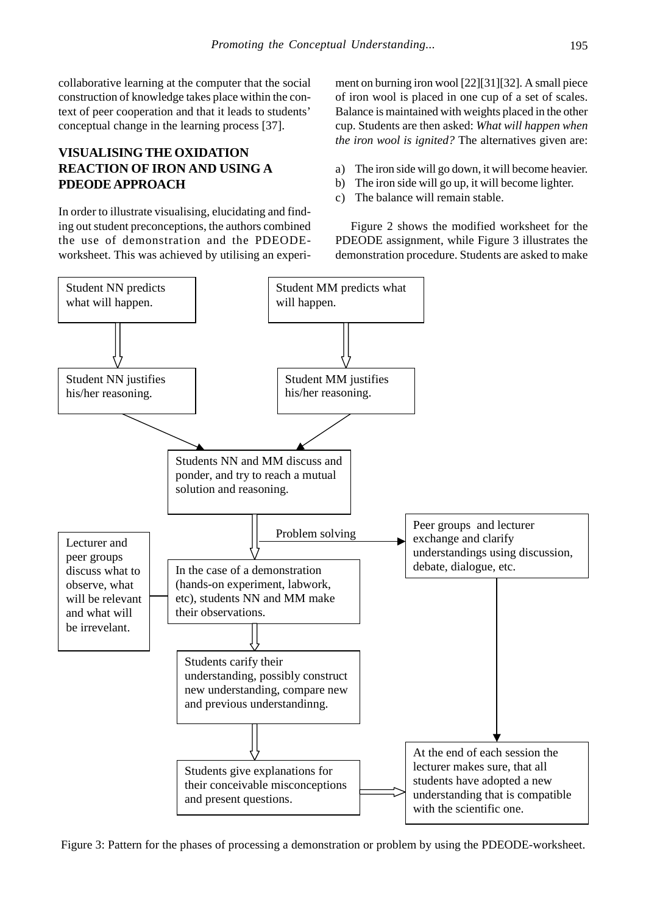collaborative learning at the computer that the social construction of knowledge takes place within the context of peer cooperation and that it leads to students' conceptual change in the learning process [37].

## VISUALISING THE OXIDATION REACTION OF IRON AND USING A PDEODE APPROACH

In order to illustrate visualising, elucidating and finding out student preconceptions, the authors combined the use of demonstration and the PDEODE-worksheet. This was achieved by utilising an experiment on burning iron wool [22][31][32]. A small piece of iron wool is placed in one cup of a set of scales. Balance is maintained with weights placed in the other cup. Students are then asked: *What will happen when the iron wool is ignited?* The alternatives given are:

a) The iron side will go down, it will become heavier.
b) The iron side will go up, it will become lighter.
c) The balance will remain stable.

Figure 2 shows the modified worksheet for the PDEODE assignment, while Figure 3 illustrates the demonstration procedure. Students are asked to make

Student NN predicts what will happen.

Student MM predicts what will happen.

Student NN justifies his/her reasoning.

Student MM justifies his/her reasoning.

Students NN and MM discuss and ponder, and try to reach a mutual solution and reasoning.

Problem solving

Peer groups and lecturer exchange and clarify understandings using discussion, debate, dialogue, etc.

Lecturer and peer groups discuss what to observe, what will be relevant and what will be irrevelant.

In the case of a demonstration (hands-on experiment, labwork, etc), students NN and MM make their observations.

Students carify their understanding, possibly construct new understanding, compare new and previous understandinng.

Students give explanations for their conceivable misconceptions and present questions.

At the end of each session the lecturer makes sure, that all students have adopted a new understanding that is compatible with the scientific one.

Figure 3: Pattern for the phases of processing a demonstration or problem by using the PDEODE-worksheet.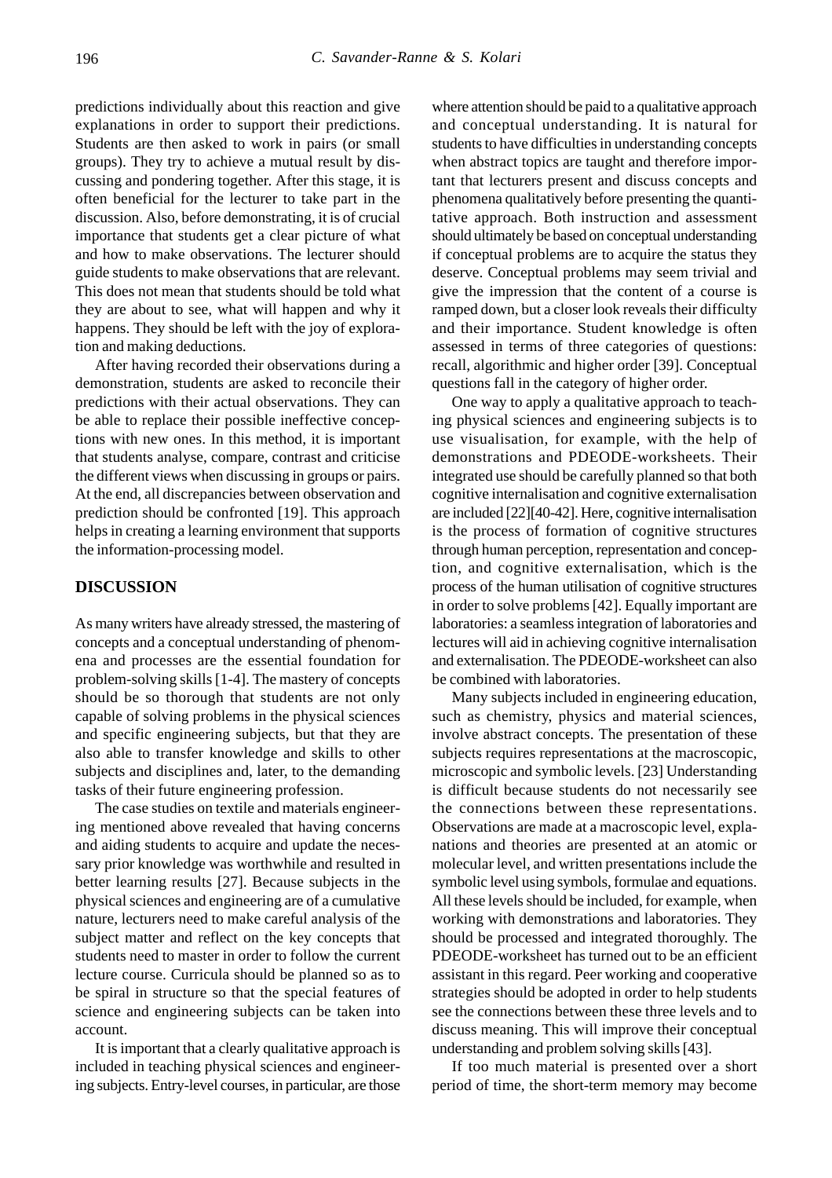predictions individually about this reaction and give explanations in order to support their predictions. Students are then asked to work in pairs (or small groups). They try to achieve a mutual result by discussing and pondering together. After this stage, it is often beneficial for the lecturer to take part in the discussion. Also, before demonstrating, it is of crucial importance that students get a clear picture of what and how to make observations. The lecturer should guide students to make observations that are relevant. This does not mean that students should be told what they are about to see, what will happen and why it happens. They should be left with the joy of exploration and making deductions.

After having recorded their observations during a demonstration, students are asked to reconcile their predictions with their actual observations. They can be able to replace their possible ineffective conceptions with new ones. In this method, it is important that students analyse, compare, contrast and criticise the different views when discussing in groups or pairs. At the end, all discrepancies between observation and prediction should be confronted [19]. This approach helps in creating a learning environment that supports the information-processing model.

## DISCUSSION

As many writers have already stressed, the mastering of concepts and a conceptual understanding of phenomena and processes are the essential foundation for problem-solving skills [1-4]. The mastery of concepts should be so thorough that students are not only capable of solving problems in the physical sciences and specific engineering subjects, but that they are also able to transfer knowledge and skills to other subjects and disciplines and, later, to the demanding tasks of their future engineering profession.

The case studies on textile and materials engineering mentioned above revealed that having concerns and aiding students to acquire and update the necessary prior knowledge was worthwhile and resulted in better learning results [27]. Because subjects in the physical sciences and engineering are of a cumulative nature, lecturers need to make careful analysis of the subject matter and reflect on the key concepts that students need to master in order to follow the current lecture course. Curricula should be planned so as to be spiral in structure so that the special features of science and engineering subjects can be taken into account.

It is important that a clearly qualitative approach is included in teaching physical sciences and engineering subjects. Entry-level courses, in particular, are those where attention should be paid to a qualitative approach and conceptual understanding. It is natural for students to have difficulties in understanding concepts when abstract topics are taught and therefore important that lecturers present and discuss concepts and phenomena qualitatively before presenting the quantitative approach. Both instruction and assessment should ultimately be based on conceptual understanding if conceptual problems are to acquire the status they deserve. Conceptual problems may seem trivial and give the impression that the content of a course is ramped down, but a closer look reveals their difficulty and their importance. Student knowledge is often assessed in terms of three categories of questions: recall, algorithmic and higher order [39]. Conceptual questions fall in the category of higher order.

One way to apply a qualitative approach to teaching physical sciences and engineering subjects is to use visualisation, for example, with the help of demonstrations and PDEODE-worksheets. Their integrated use should be carefully planned so that both cognitive internalisation and cognitive externalisation are included [22][40-42]. Here, cognitive internalisation is the process of formation of cognitive structures through human perception, representation and conception, and cognitive externalisation, which is the process of the human utilisation of cognitive structures in order to solve problems [42]. Equally important are laboratories: a seamless integration of laboratories and lectures will aid in achieving cognitive internalisation and externalisation. The PDEODE-worksheet can also be combined with laboratories.

Many subjects included in engineering education, such as chemistry, physics and material sciences, involve abstract concepts. The presentation of these subjects requires representations at the macroscopic, microscopic and symbolic levels. [23] Understanding is difficult because students do not necessarily see the connections between these representations. Observations are made at a macroscopic level, explanations and theories are presented at an atomic or molecular level, and written presentations include the symbolic level using symbols, formulae and equations. All these levels should be included, for example, when working with demonstrations and laboratories. They should be processed and integrated thoroughly. The PDEODE-worksheet has turned out to be an efficient assistant in this regard. Peer working and cooperative strategies should be adopted in order to help students see the connections between these three levels and to discuss meaning. This will improve their conceptual understanding and problem solving skills [43].

If too much material is presented over a short period of time, the short-term memory may become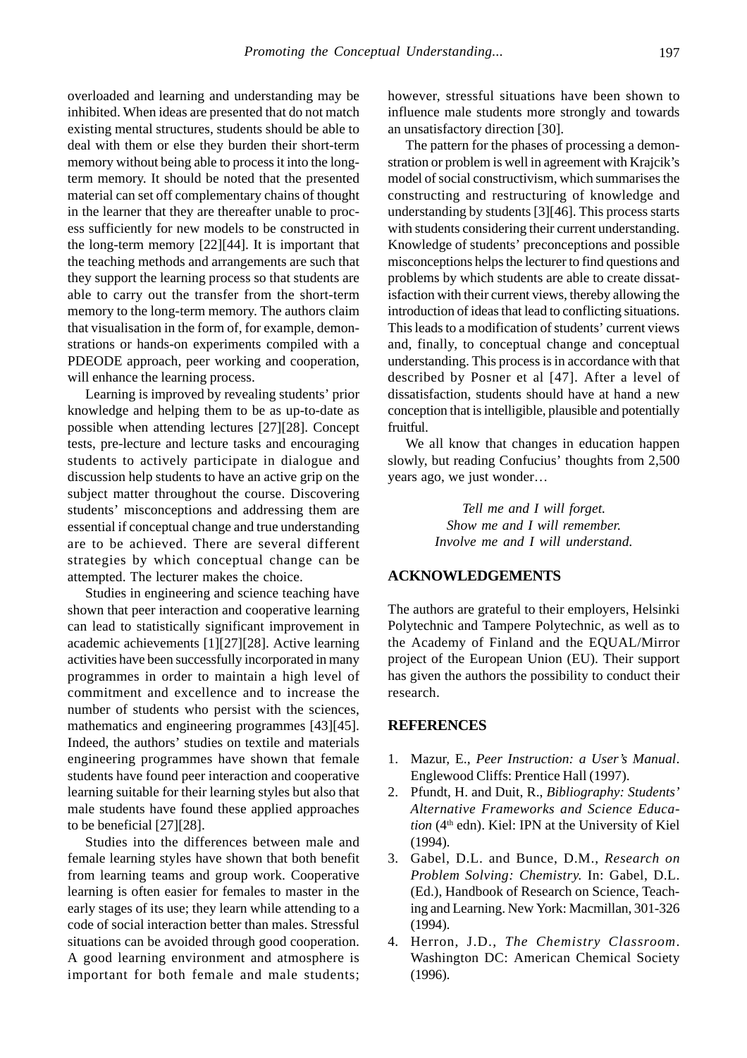overloaded and learning and understanding may be inhibited. When ideas are presented that do not match existing mental structures, students should be able to deal with them or else they burden their short-term memory without being able to process it into the long-term memory. It should be noted that the presented material can set off complementary chains of thought in the learner that they are thereafter unable to process sufficiently for new models to be constructed in the long-term memory [22][44]. It is important that the teaching methods and arrangements are such that they support the learning process so that students are able to carry out the transfer from the short-term memory to the long-term memory. The authors claim that visualisation in the form of, for example, demonstrations or hands-on experiments compiled with a PDEODE approach, peer working and cooperation, will enhance the learning process.

Learning is improved by revealing students' prior knowledge and helping them to be as up-to-date as possible when attending lectures [27][28]. Concept tests, pre-lecture and lecture tasks and encouraging students to actively participate in dialogue and discussion help students to have an active grip on the subject matter throughout the course. Discovering students' misconceptions and addressing them are essential if conceptual change and true understanding are to be achieved. There are several different strategies by which conceptual change can be attempted. The lecturer makes the choice.

Studies in engineering and science teaching have shown that peer interaction and cooperative learning can lead to statistically significant improvement in academic achievements [1][27][28]. Active learning activities have been successfully incorporated in many programmes in order to maintain a high level of commitment and excellence and to increase the number of students who persist with the sciences, mathematics and engineering programmes [43][45]. Indeed, the authors' studies on textile and materials engineering programmes have shown that female students have found peer interaction and cooperative learning suitable for their learning styles but also that male students have found these applied approaches to be beneficial [27][28].

Studies into the differences between male and female learning styles have shown that both benefit from learning teams and group work. Cooperative learning is often easier for females to master in the early stages of its use; they learn while attending to a code of social interaction better than males. Stressful situations can be avoided through good cooperation. A good learning environment and atmosphere is important for both female and male students; however, stressful situations have been shown to influence male students more strongly and towards an unsatisfactory direction [30].

The pattern for the phases of processing a demonstration or problem is well in agreement with Krajcik's model of social constructivism, which summarises the constructing and restructuring of knowledge and understanding by students [3][46]. This process starts with students considering their current understanding. Knowledge of students' preconceptions and possible misconceptions helps the lecturer to find questions and problems by which students are able to create dissatisfaction with their current views, thereby allowing the introduction of ideas that lead to conflicting situations. This leads to a modification of students' current views and, finally, to conceptual change and conceptual understanding. This process is in accordance with that described by Posner et al [47]. After a level of dissatisfaction, students should have at hand a new conception that is intelligible, plausible and potentially fruitful.

We all know that changes in education happen slowly, but reading Confucius' thoughts from 2,500 years ago, we just wonder…

*Tell me and I will forget.*
*Show me and I will remember.*
*Involve me and I will understand.*

## ACKNOWLEDGEMENTS

The authors are grateful to their employers, Helsinki Polytechnic and Tampere Polytechnic, as well as to the Academy of Finland and the EQUAL/Mirror project of the European Union (EU). Their support has given the authors the possibility to conduct their research.

## REFERENCES

1. Mazur, E., *Peer Instruction: a User's Manual*. Englewood Cliffs: Prentice Hall (1997).
2. Pfundt, H. and Duit, R., *Bibliography: Students' Alternative Frameworks and Science Education* (4th edn). Kiel: IPN at the University of Kiel (1994).
3. Gabel, D.L. and Bunce, D.M., *Research on Problem Solving: Chemistry.* In: Gabel, D.L. (Ed.), Handbook of Research on Science, Teaching and Learning. New York: Macmillan, 301-326 (1994).
4. Herron, J.D., *The Chemistry Classroom*. Washington DC: American Chemical Society (1996).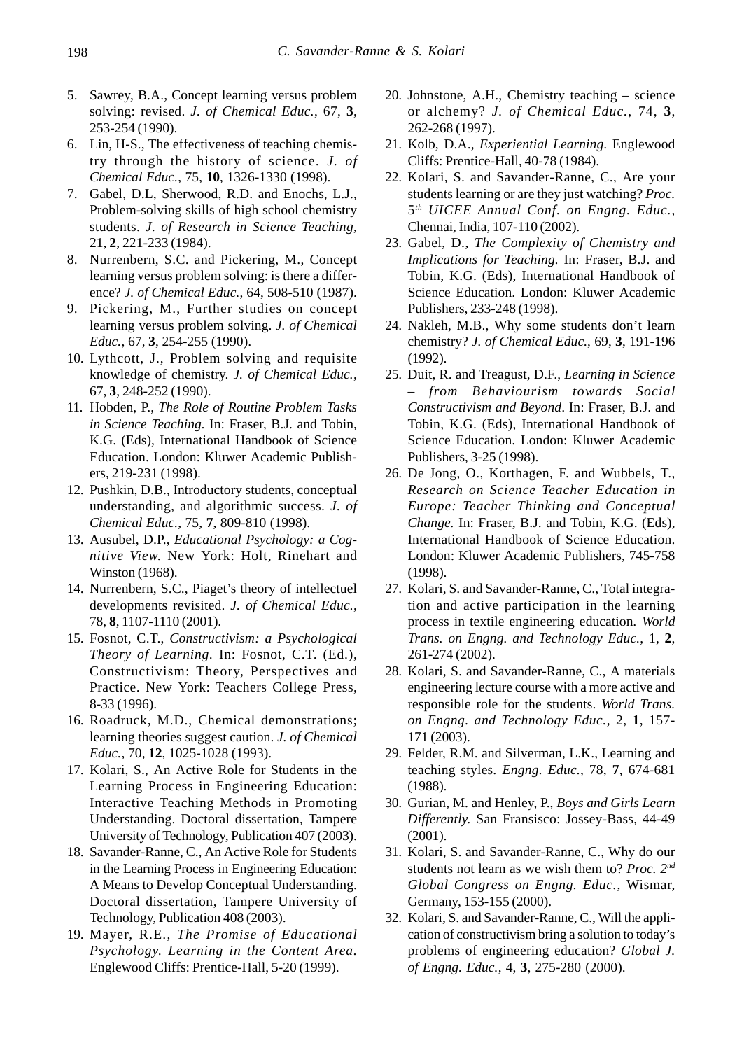5. Sawrey, B.A., Concept learning versus problem solving: revised. *J. of Chemical Educ.*, 67, **3**, 253-254 (1990).
6. Lin, H-S., The effectiveness of teaching chemistry through the history of science. *J. of Chemical Educ.*, 75, **10**, 1326-1330 (1998).
7. Gabel, D.L, Sherwood, R.D. and Enochs, L.J., Problem-solving skills of high school chemistry students. *J. of Research in Science Teaching*, 21, **2**, 221-233 (1984).
8. Nurrenbern, S.C. and Pickering, M., Concept learning versus problem solving: is there a difference? *J. of Chemical Educ.*, 64, 508-510 (1987).
9. Pickering, M., Further studies on concept learning versus problem solving. *J. of Chemical Educ.*, 67, **3**, 254-255 (1990).
10. Lythcott, J., Problem solving and requisite knowledge of chemistry. *J. of Chemical Educ.*, 67, **3**, 248-252 (1990).
11. Hobden, P., *The Role of Routine Problem Tasks in Science Teaching.* In: Fraser, B.J. and Tobin, K.G. (Eds), International Handbook of Science Education. London: Kluwer Academic Publishers, 219-231 (1998).
12. Pushkin, D.B., Introductory students, conceptual understanding, and algorithmic success. *J. of Chemical Educ.*, 75, **7**, 809-810 (1998).
13. Ausubel, D.P., *Educational Psychology: a Cognitive View.* New York: Holt, Rinehart and Winston (1968).
14. Nurrenbern, S.C., Piaget's theory of intellectuel developments revisited. *J. of Chemical Educ.*, 78, **8**, 1107-1110 (2001).
15. Fosnot, C.T., *Constructivism: a Psychological Theory of Learning.* In: Fosnot, C.T. (Ed.), Constructivism: Theory, Perspectives and Practice. New York: Teachers College Press, 8-33 (1996).
16. Roadruck, M.D., Chemical demonstrations; learning theories suggest caution. *J. of Chemical Educ.*, 70, **12**, 1025-1028 (1993).
17. Kolari, S., An Active Role for Students in the Learning Process in Engineering Education: Interactive Teaching Methods in Promoting Understanding. Doctoral dissertation, Tampere University of Technology, Publication 407 (2003).
18. Savander-Ranne, C., An Active Role for Students in the Learning Process in Engineering Education: A Means to Develop Conceptual Understanding. Doctoral dissertation, Tampere University of Technology, Publication 408 (2003).
19. Mayer, R.E., *The Promise of Educational Psychology. Learning in the Content Area.* Englewood Cliffs: Prentice-Hall, 5-20 (1999).
20. Johnstone, A.H., Chemistry teaching – science or alchemy? *J. of Chemical Educ.*, 74, **3**, 262-268 (1997).
21. Kolb, D.A., *Experiential Learning.* Englewood Cliffs: Prentice-Hall, 40-78 (1984).
22. Kolari, S. and Savander-Ranne, C., Are your students learning or are they just watching? *Proc. 5th UICEE Annual Conf. on Engng. Educ.*, Chennai, India, 107-110 (2002).
23. Gabel, D., *The Complexity of Chemistry and Implications for Teaching.* In: Fraser, B.J. and Tobin, K.G. (Eds), International Handbook of Science Education. London: Kluwer Academic Publishers, 233-248 (1998).
24. Nakleh, M.B., Why some students don't learn chemistry? *J. of Chemical Educ.*, 69, **3**, 191-196 (1992).
25. Duit, R. and Treagust, D.F., *Learning in Science – from Behaviourism towards Social Constructivism and Beyond*. In: Fraser, B.J. and Tobin, K.G. (Eds), International Handbook of Science Education. London: Kluwer Academic Publishers, 3-25 (1998).
26. De Jong, O., Korthagen, F. and Wubbels, T., *Research on Science Teacher Education in Europe: Teacher Thinking and Conceptual Change.* In: Fraser, B.J. and Tobin, K.G. (Eds), International Handbook of Science Education. London: Kluwer Academic Publishers, 745-758 (1998).
27. Kolari, S. and Savander-Ranne, C., Total integration and active participation in the learning process in textile engineering education. *World Trans. on Engng. and Technology Educ.*, 1, **2**, 261-274 (2002).
28. Kolari, S. and Savander-Ranne, C., A materials engineering lecture course with a more active and responsible role for the students. *World Trans. on Engng. and Technology Educ.*, 2, **1**, 157-171 (2003).
29. Felder, R.M. and Silverman, L.K., Learning and teaching styles. *Engng. Educ.*, 78, **7**, 674-681 (1988).
30. Gurian, M. and Henley, P., *Boys and Girls Learn Differently.* San Fransisco: Jossey-Bass, 44-49 (2001).
31. Kolari, S. and Savander-Ranne, C., Why do our students not learn as we wish them to? *Proc. 2nd Global Congress on Engng. Educ.*, Wismar, Germany, 153-155 (2000).
32. Kolari, S. and Savander-Ranne, C., Will the application of constructivism bring a solution to today's problems of engineering education? *Global J. of Engng. Educ.*, 4, **3**, 275-280 (2000).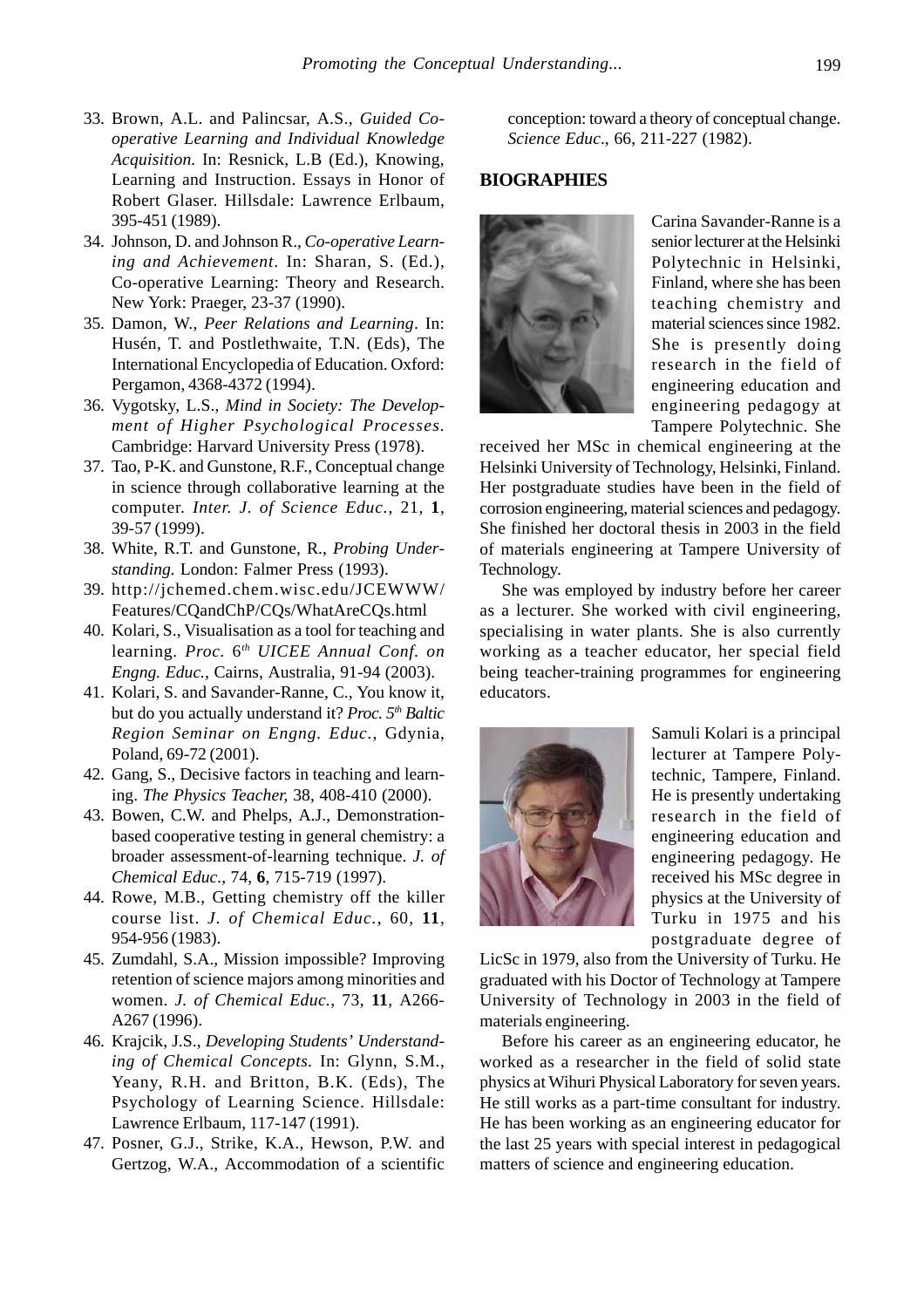33. Brown, A.L. and Palincsar, A.S., *Guided Co-operative Learning and Individual Knowledge Acquisition.* In: Resnick, L.B (Ed.), Knowing, Learning and Instruction. Essays in Honor of Robert Glaser. Hillsdale: Lawrence Erlbaum, 395-451 (1989).
34. Johnson, D. and Johnson R., *Co-operative Learning and Achievement*. In: Sharan, S. (Ed.), Co-operative Learning: Theory and Research. New York: Praeger, 23-37 (1990).
35. Damon, W., *Peer Relations and Learning*. In: Husén, T. and Postlethwaite, T.N. (Eds), The International Encyclopedia of Education. Oxford: Pergamon, 4368-4372 (1994).
36. Vygotsky, L.S., *Mind in Society: The Development of Higher Psychological Processes.* Cambridge: Harvard University Press (1978).
37. Tao, P-K. and Gunstone, R.F., Conceptual change in science through collaborative learning at the computer. *Inter. J. of Science Educ.*, 21, **1**, 39-57 (1999).
38. White, R.T. and Gunstone, R., *Probing Understanding.* London: Falmer Press (1993).
39. http://jchemed.chem.wisc.edu/JCEWWW/Features/CQandChP/CQs/WhatAreCQs.html
40. Kolari, S., Visualisation as a tool for teaching and learning. *Proc.* 6*th UICEE Annual Conf. on Engng. Educ.*, Cairns, Australia, 91-94 (2003).
41. Kolari, S. and Savander-Ranne, C., You know it, but do you actually understand it? *Proc. 5th Baltic Region Seminar on Engng. Educ.*, Gdynia, Poland, 69-72 (2001).
42. Gang, S., Decisive factors in teaching and learning. *The Physics Teacher,* 38, 408-410 (2000).
43. Bowen, C.W. and Phelps, A.J., Demonstration-based cooperative testing in general chemistry: a broader assessment-of-learning technique. *J. of Chemical Educ.*, 74, **6**, 715-719 (1997).
44. Rowe, M.B., Getting chemistry off the killer course list. *J. of Chemical Educ.*, 60, **11**, 954-956 (1983).
45. Zumdahl, S.A., Mission impossible? Improving retention of science majors among minorities and women. *J. of Chemical Educ.*, 73, **11**, A266-A267 (1996).
46. Krajcik, J.S., *Developing Students' Understanding of Chemical Concepts*. In: Glynn, S.M., Yeany, R.H. and Britton, B.K. (Eds), The Psychology of Learning Science. Hillsdale: Lawrence Erlbaum, 117-147 (1991).
47. Posner, G.J., Strike, K.A., Hewson, P.W. and Gertzog, W.A., Accommodation of a scientific conception: toward a theory of conceptual change. *Science Educ*., 66, 211-227 (1982).

## BIOGRAPHIES

Carina Savander-Ranne is a senior lecturer at the Helsinki Polytechnic in Helsinki, Finland, where she has been teaching chemistry and material sciences since 1982. She is presently doing research in the field of engineering education and engineering pedagogy at Tampere Polytechnic. She received her MSc in chemical engineering at the Helsinki University of Technology, Helsinki, Finland. Her postgraduate studies have been in the field of corrosion engineering, material sciences and pedagogy. She finished her doctoral thesis in 2003 in the field of materials engineering at Tampere University of Technology.

She was employed by industry before her career as a lecturer. She worked with civil engineering, specialising in water plants. She is also currently working as a teacher educator, her special field being teacher-training programmes for engineering educators.

Samuli Kolari is a principal lecturer at Tampere Polytechnic, Tampere, Finland. He is presently undertaking research in the field of engineering education and engineering pedagogy. He received his MSc degree in physics at the University of Turku in 1975 and his postgraduate degree of LicSc in 1979, also from the University of Turku. He graduated with his Doctor of Technology at Tampere University of Technology in 2003 in the field of materials engineering.

Before his career as an engineering educator, he worked as a researcher in the field of solid state physics at Wihuri Physical Laboratory for seven years. He still works as a part-time consultant for industry. He has been working as an engineering educator for the last 25 years with special interest in pedagogical matters of science and engineering education.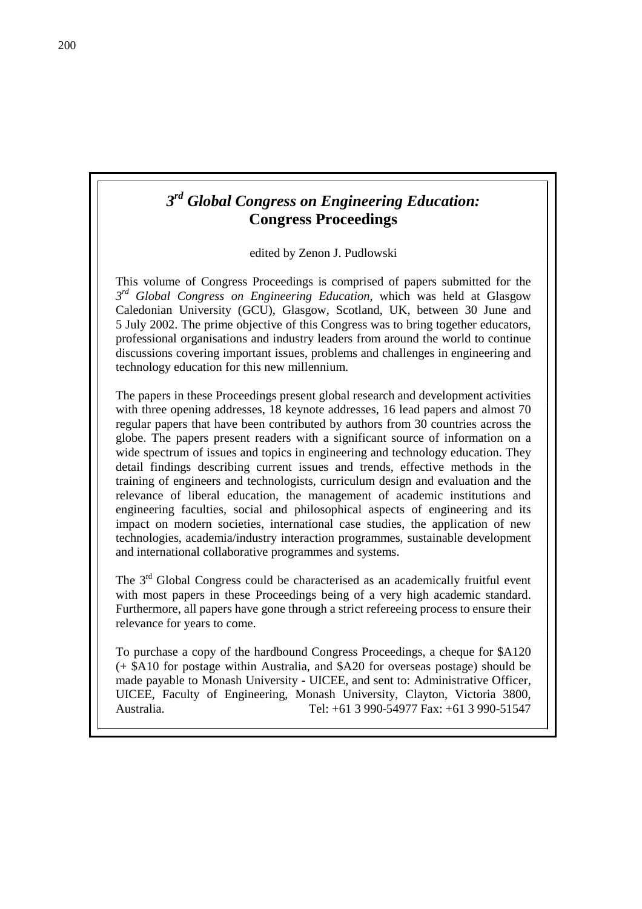# *3rd Global Congress on Engineering Education:* Congress Proceedings

edited by Zenon J. Pudlowski

This volume of Congress Proceedings is comprised of papers submitted for the *3rd Global Congress on Engineering Education*, which was held at Glasgow Caledonian University (GCU), Glasgow, Scotland, UK, between 30 June and 5 July 2002. The prime objective of this Congress was to bring together educators, professional organisations and industry leaders from around the world to continue discussions covering important issues, problems and challenges in engineering and technology education for this new millennium.

The papers in these Proceedings present global research and development activities with three opening addresses, 18 keynote addresses, 16 lead papers and almost 70 regular papers that have been contributed by authors from 30 countries across the globe. The papers present readers with a significant source of information on a wide spectrum of issues and topics in engineering and technology education. They detail findings describing current issues and trends, effective methods in the training of engineers and technologists, curriculum design and evaluation and the relevance of liberal education, the management of academic institutions and engineering faculties, social and philosophical aspects of engineering and its impact on modern societies, international case studies, the application of new technologies, academia/industry interaction programmes, sustainable development and international collaborative programmes and systems.

The 3rd Global Congress could be characterised as an academically fruitful event with most papers in these Proceedings being of a very high academic standard. Furthermore, all papers have gone through a strict refereeing process to ensure their relevance for years to come.

To purchase a copy of the hardbound Congress Proceedings, a cheque for $A120 (+ $A10 for postage within Australia, and $A20 for overseas postage) should be made payable to Monash University - UICEE, and sent to: Administrative Officer, UICEE, Faculty of Engineering, Monash University, Clayton, Victoria 3800, Australia. Tel: +61 3 990-54977 Fax: +61 3 990-51547